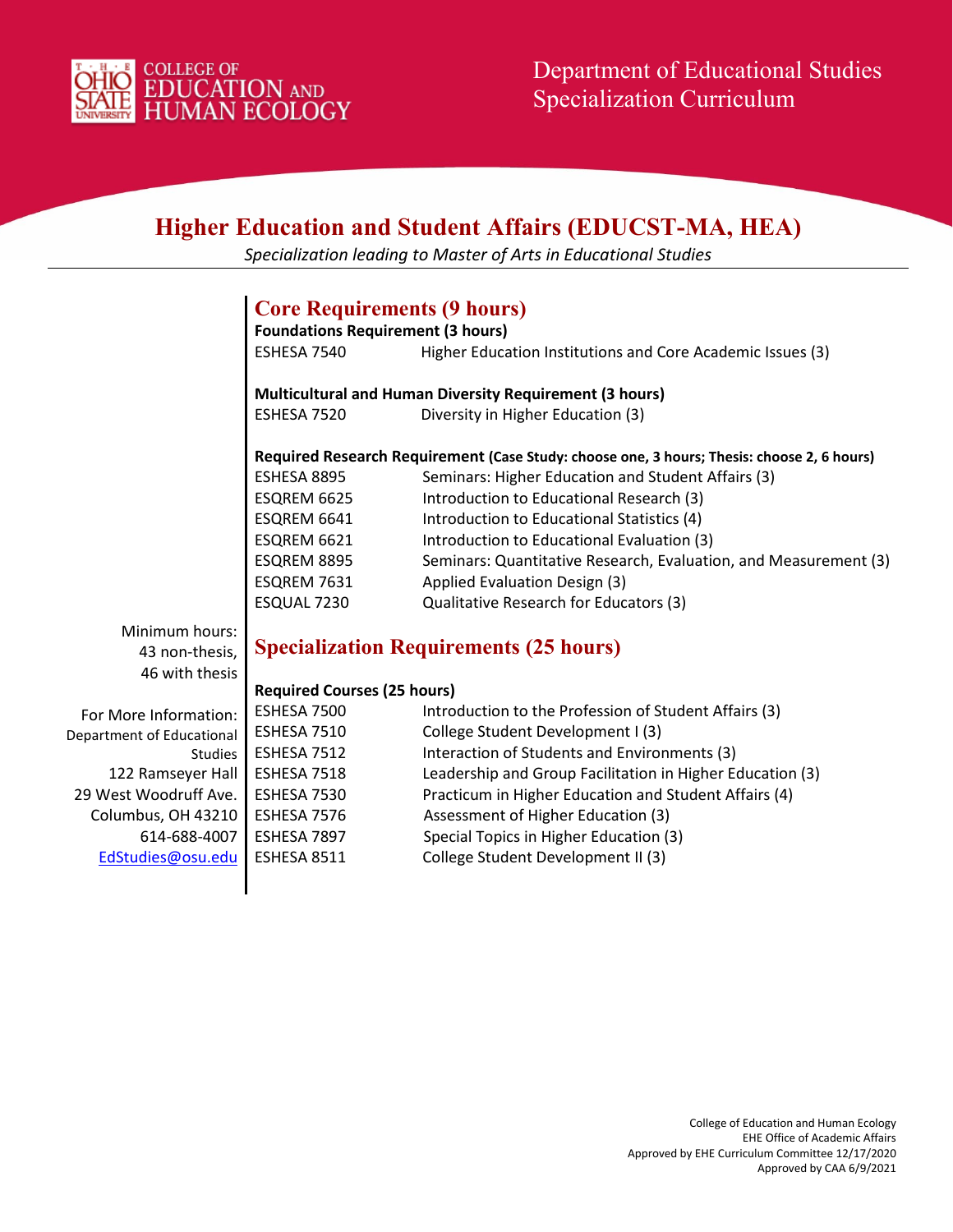COLLEGE OF EDUCATION AND HUMAN ECOLOGY

Department of Educational Studies
Specialization Curriculum

# Higher Education and Student Affairs (EDUCST-MA, HEA)

*Specialization leading to Master of Arts in Educational Studies*

Minimum hours:
43 non-thesis,
46 with thesis

For More Information:
Department of Educational Studies
122 Ramseyer Hall
29 West Woodruff Ave.
Columbus, OH 43210
614-688-4007
EdStudies@osu.edu

## Core Requirements (9 hours)

**Foundations Requirement (3 hours)**

| | |
|---|---|
| ESHESA 7540 | Higher Education Institutions and Core Academic Issues (3) |

**Multicultural and Human Diversity Requirement (3 hours)**

| | |
|---|---|
| ESHESA 7520 | Diversity in Higher Education (3) |

**Required Research Requirement (Case Study: choose one, 3 hours; Thesis: choose 2, 6 hours)**

| | |
|---|---|
| ESHESA 8895 | Seminars: Higher Education and Student Affairs (3) |
| ESQREM 6625 | Introduction to Educational Research (3) |
| ESQREM 6641 | Introduction to Educational Statistics (4) |
| ESQREM 6621 | Introduction to Educational Evaluation (3) |
| ESQREM 8895 | Seminars: Quantitative Research, Evaluation, and Measurement (3) |
| ESQREM 7631 | Applied Evaluation Design (3) |
| ESQUAL 7230 | Qualitative Research for Educators (3) |

## Specialization Requirements (25 hours)

**Required Courses (25 hours)**

| | |
|---|---|
| ESHESA 7500 | Introduction to the Profession of Student Affairs (3) |
| ESHESA 7510 | College Student Development I (3) |
| ESHESA 7512 | Interaction of Students and Environments (3) |
| ESHESA 7518 | Leadership and Group Facilitation in Higher Education (3) |
| ESHESA 7530 | Practicum in Higher Education and Student Affairs (4) |
| ESHESA 7576 | Assessment of Higher Education (3) |
| ESHESA 7897 | Special Topics in Higher Education (3) |
| ESHESA 8511 | College Student Development II (3) |

College of Education and Human Ecology
EHE Office of Academic Affairs
Approved by EHE Curriculum Committee 12/17/2020
Approved by CAA 6/9/2021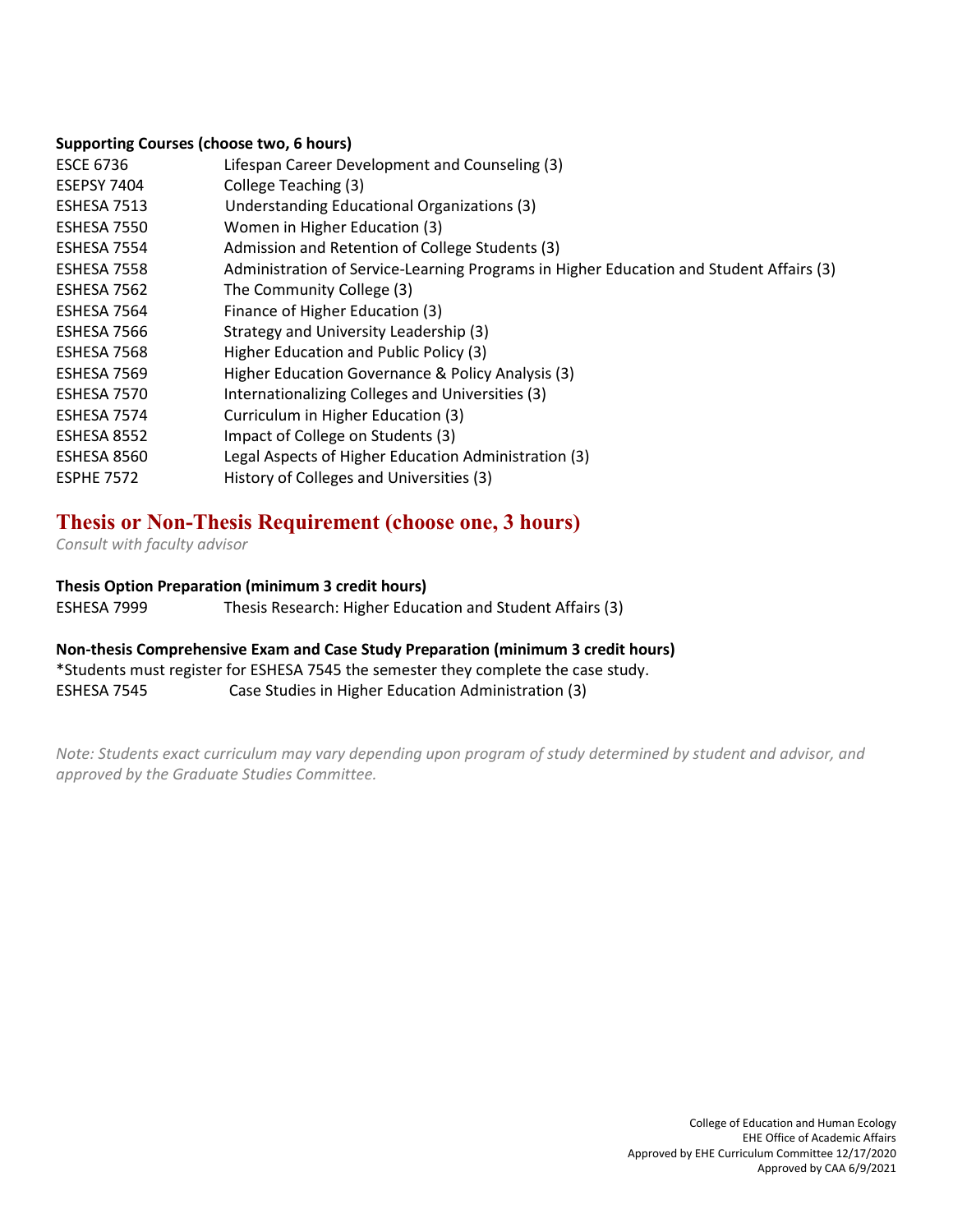**Supporting Courses (choose two, 6 hours)**

| | |
|---|---|
| ESCE 6736 | Lifespan Career Development and Counseling (3) |
| ESEPSY 7404 | College Teaching (3) |
| ESHESA 7513 | Understanding Educational Organizations (3) |
| ESHESA 7550 | Women in Higher Education (3) |
| ESHESA 7554 | Admission and Retention of College Students (3) |
| ESHESA 7558 | Administration of Service-Learning Programs in Higher Education and Student Affairs (3) |
| ESHESA 7562 | The Community College (3) |
| ESHESA 7564 | Finance of Higher Education (3) |
| ESHESA 7566 | Strategy and University Leadership (3) |
| ESHESA 7568 | Higher Education and Public Policy (3) |
| ESHESA 7569 | Higher Education Governance & Policy Analysis (3) |
| ESHESA 7570 | Internationalizing Colleges and Universities (3) |
| ESHESA 7574 | Curriculum in Higher Education (3) |
| ESHESA 8552 | Impact of College on Students (3) |
| ESHESA 8560 | Legal Aspects of Higher Education Administration (3) |
| ESPHE 7572 | History of Colleges and Universities (3) |

## Thesis or Non-Thesis Requirement (choose one, 3 hours)

*Consult with faculty advisor*

**Thesis Option Preparation (minimum 3 credit hours)**

| | |
|---|---|
| ESHESA 7999 | Thesis Research: Higher Education and Student Affairs (3) |

**Non-thesis Comprehensive Exam and Case Study Preparation (minimum 3 credit hours)**

*Students must register for ESHESA 7545 the semester they complete the case study.

| | |
|---|---|
| ESHESA 7545 | Case Studies in Higher Education Administration (3) |

*Note: Students exact curriculum may vary depending upon program of study determined by student and advisor, and approved by the Graduate Studies Committee.*

College of Education and Human Ecology
EHE Office of Academic Affairs
Approved by EHE Curriculum Committee 12/17/2020
Approved by CAA 6/9/2021